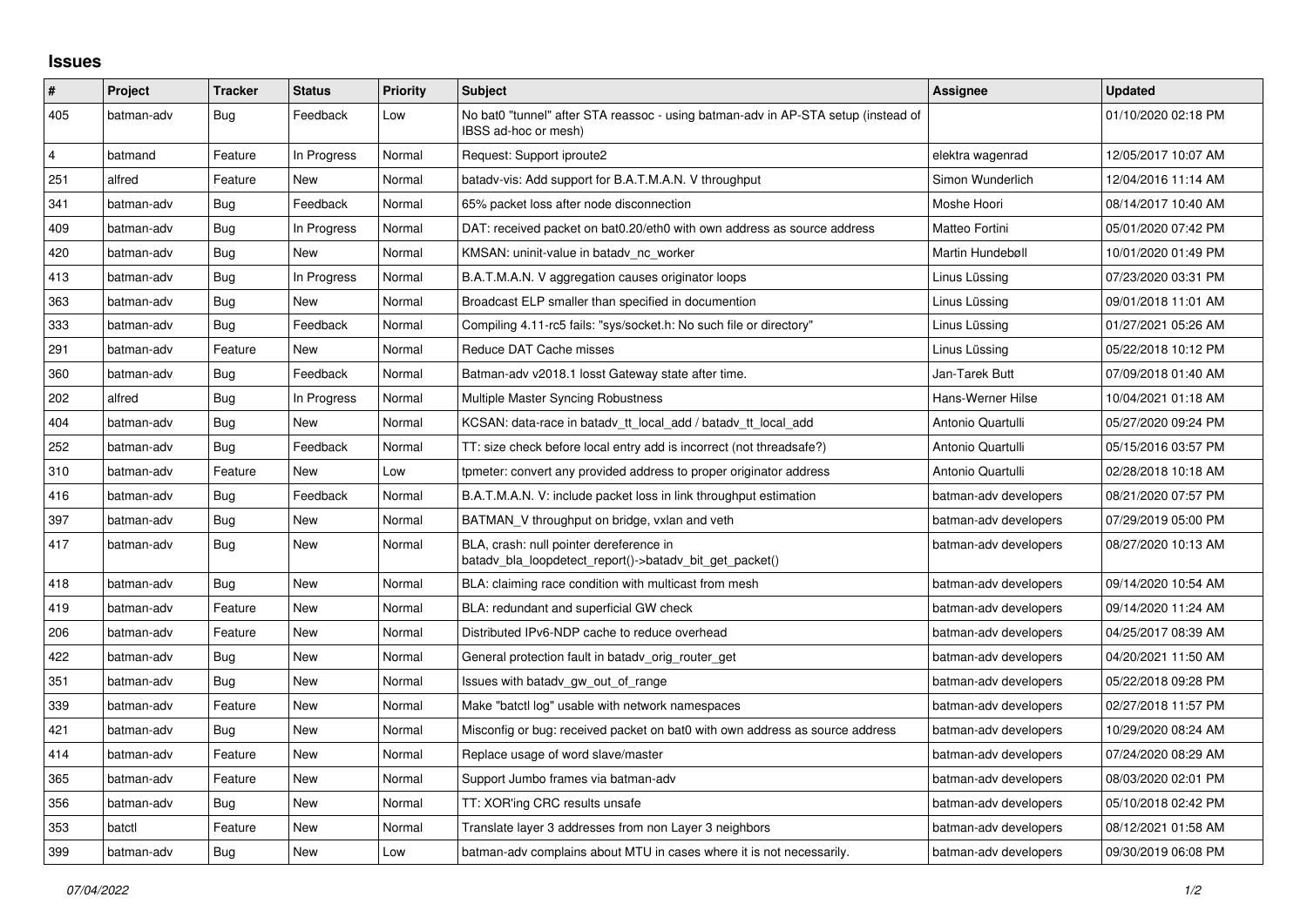## Issues

| # | Project | Tracker | Status | Priority | Subject | Assignee | Updated |
|---|---|---|---|---|---|---|---|
| 405 | batman-adv | Bug | Feedback | Low | No bat0 "tunnel" after STA reassoc - using batman-adv in AP-STA setup (instead of IBSS ad-hoc or mesh) | | 01/10/2020 02:18 PM |
| 4 | batmand | Feature | In Progress | Normal | Request: Support iproute2 | elektra wagenrad | 12/05/2017 10:07 AM |
| 251 | alfred | Feature | New | Normal | batadv-vis: Add support for B.A.T.M.A.N. V throughput | Simon Wunderlich | 12/04/2016 11:14 AM |
| 341 | batman-adv | Bug | Feedback | Normal | 65% packet loss after node disconnection | Moshe Hoori | 08/14/2017 10:40 AM |
| 409 | batman-adv | Bug | In Progress | Normal | DAT: received packet on bat0.20/eth0 with own address as source address | Matteo Fortini | 05/01/2020 07:42 PM |
| 420 | batman-adv | Bug | New | Normal | KMSAN: uninit-value in batadv_nc_worker | Martin Hundebøll | 10/01/2020 01:49 PM |
| 413 | batman-adv | Bug | In Progress | Normal | B.A.T.M.A.N. V aggregation causes originator loops | Linus Lüssing | 07/23/2020 03:31 PM |
| 363 | batman-adv | Bug | New | Normal | Broadcast ELP smaller than specified in documention | Linus Lüssing | 09/01/2018 11:01 AM |
| 333 | batman-adv | Bug | Feedback | Normal | Compiling 4.11-rc5 fails: "sys/socket.h: No such file or directory" | Linus Lüssing | 01/27/2021 05:26 AM |
| 291 | batman-adv | Feature | New | Normal | Reduce DAT Cache misses | Linus Lüssing | 05/22/2018 10:12 PM |
| 360 | batman-adv | Bug | Feedback | Normal | Batman-adv v2018.1 losst Gateway state after time. | Jan-Tarek Butt | 07/09/2018 01:40 AM |
| 202 | alfred | Bug | In Progress | Normal | Multiple Master Syncing Robustness | Hans-Werner Hilse | 10/04/2021 01:18 AM |
| 404 | batman-adv | Bug | New | Normal | KCSAN: data-race in batadv_tt_local_add / batadv_tt_local_add | Antonio Quartulli | 05/27/2020 09:24 PM |
| 252 | batman-adv | Bug | Feedback | Normal | TT: size check before local entry add is incorrect (not threadsafe?) | Antonio Quartulli | 05/15/2016 03:57 PM |
| 310 | batman-adv | Feature | New | Low | tpmeter: convert any provided address to proper originator address | Antonio Quartulli | 02/28/2018 10:18 AM |
| 416 | batman-adv | Bug | Feedback | Normal | B.A.T.M.A.N. V: include packet loss in link throughput estimation | batman-adv developers | 08/21/2020 07:57 PM |
| 397 | batman-adv | Bug | New | Normal | BATMAN_V throughput on bridge, vxlan and veth | batman-adv developers | 07/29/2019 05:00 PM |
| 417 | batman-adv | Bug | New | Normal | BLA, crash: null pointer dereference in batadv_bla_loopdetect_report()->batadv_bit_get_packet() | batman-adv developers | 08/27/2020 10:13 AM |
| 418 | batman-adv | Bug | New | Normal | BLA: claiming race condition with multicast from mesh | batman-adv developers | 09/14/2020 10:54 AM |
| 419 | batman-adv | Feature | New | Normal | BLA: redundant and superficial GW check | batman-adv developers | 09/14/2020 11:24 AM |
| 206 | batman-adv | Feature | New | Normal | Distributed IPv6-NDP cache to reduce overhead | batman-adv developers | 04/25/2017 08:39 AM |
| 422 | batman-adv | Bug | New | Normal | General protection fault in batadv_orig_router_get | batman-adv developers | 04/20/2021 11:50 AM |
| 351 | batman-adv | Bug | New | Normal | Issues with batadv_gw_out_of_range | batman-adv developers | 05/22/2018 09:28 PM |
| 339 | batman-adv | Feature | New | Normal | Make "batctl log" usable with network namespaces | batman-adv developers | 02/27/2018 11:57 PM |
| 421 | batman-adv | Bug | New | Normal | Misconfig or bug: received packet on bat0 with own address as source address | batman-adv developers | 10/29/2020 08:24 AM |
| 414 | batman-adv | Feature | New | Normal | Replace usage of word slave/master | batman-adv developers | 07/24/2020 08:29 AM |
| 365 | batman-adv | Feature | New | Normal | Support Jumbo frames via batman-adv | batman-adv developers | 08/03/2020 02:01 PM |
| 356 | batman-adv | Bug | New | Normal | TT: XOR'ing CRC results unsafe | batman-adv developers | 05/10/2018 02:42 PM |
| 353 | batctl | Feature | New | Normal | Translate layer 3 addresses from non Layer 3 neighbors | batman-adv developers | 08/12/2021 01:58 AM |
| 399 | batman-adv | Bug | New | Low | batman-adv complains about MTU in cases where it is not necessarily. | batman-adv developers | 09/30/2019 06:08 PM |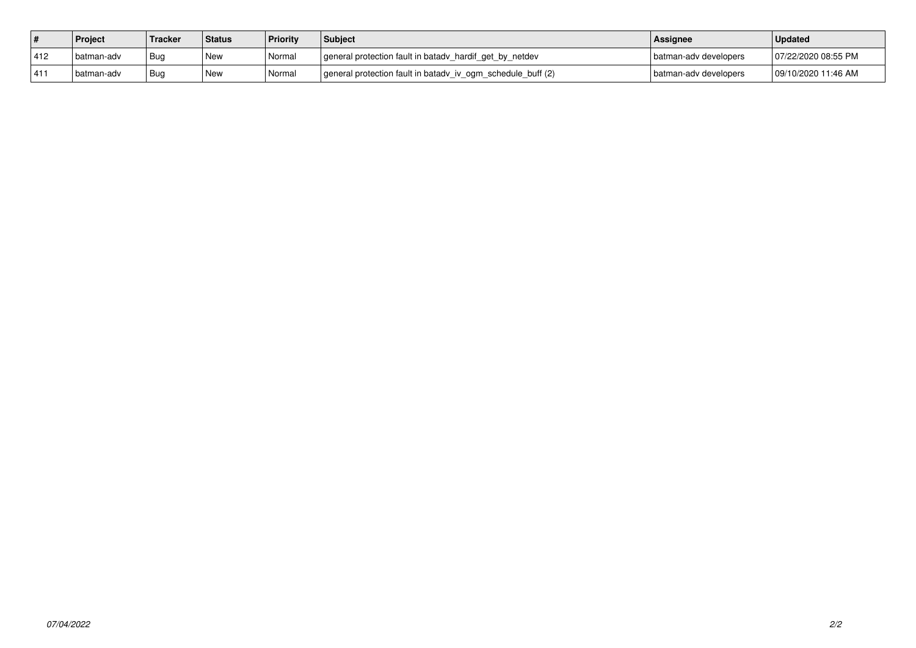| # | Project | Tracker | Status | Priority | Subject | Assignee | Updated |
|---|---|---|---|---|---|---|---|
| 412 | batman-adv | Bug | New | Normal | general protection fault in batadv_hardif_get_by_netdev | batman-adv developers | 07/22/2020 08:55 PM |
| 411 | batman-adv | Bug | New | Normal | general protection fault in batadv_iv_ogm_schedule_buff (2) | batman-adv developers | 09/10/2020 11:46 AM |